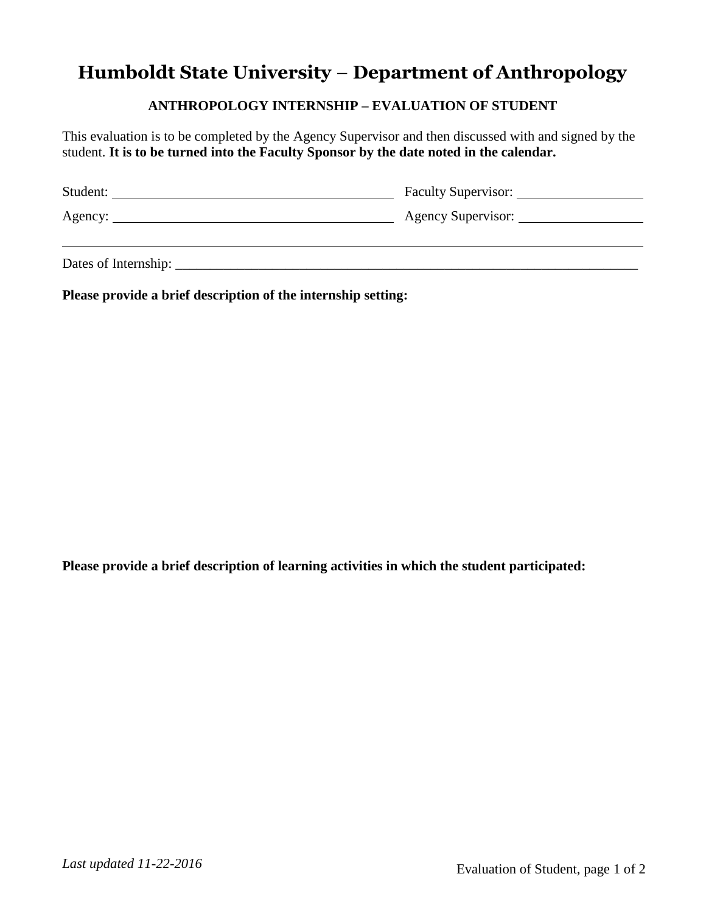# Humboldt State University – Department of Anthropology

**ANTHROPOLOGY INTERNSHIP – EVALUATION OF STUDENT**

This evaluation is to be completed by the Agency Supervisor and then discussed with and signed by the student. **It is to be turned into the Faculty Sponsor by the date noted in the calendar.**

Student: ________________________________________ Faculty Supervisor: ____________________

Agency: ________________________________________ Agency Supervisor: ____________________

Dates of Internship: ____________________________________________________________________

**Please provide a brief description of the internship setting:**

**Please provide a brief description of learning activities in which the student participated:**

*Last updated 11-22-2016*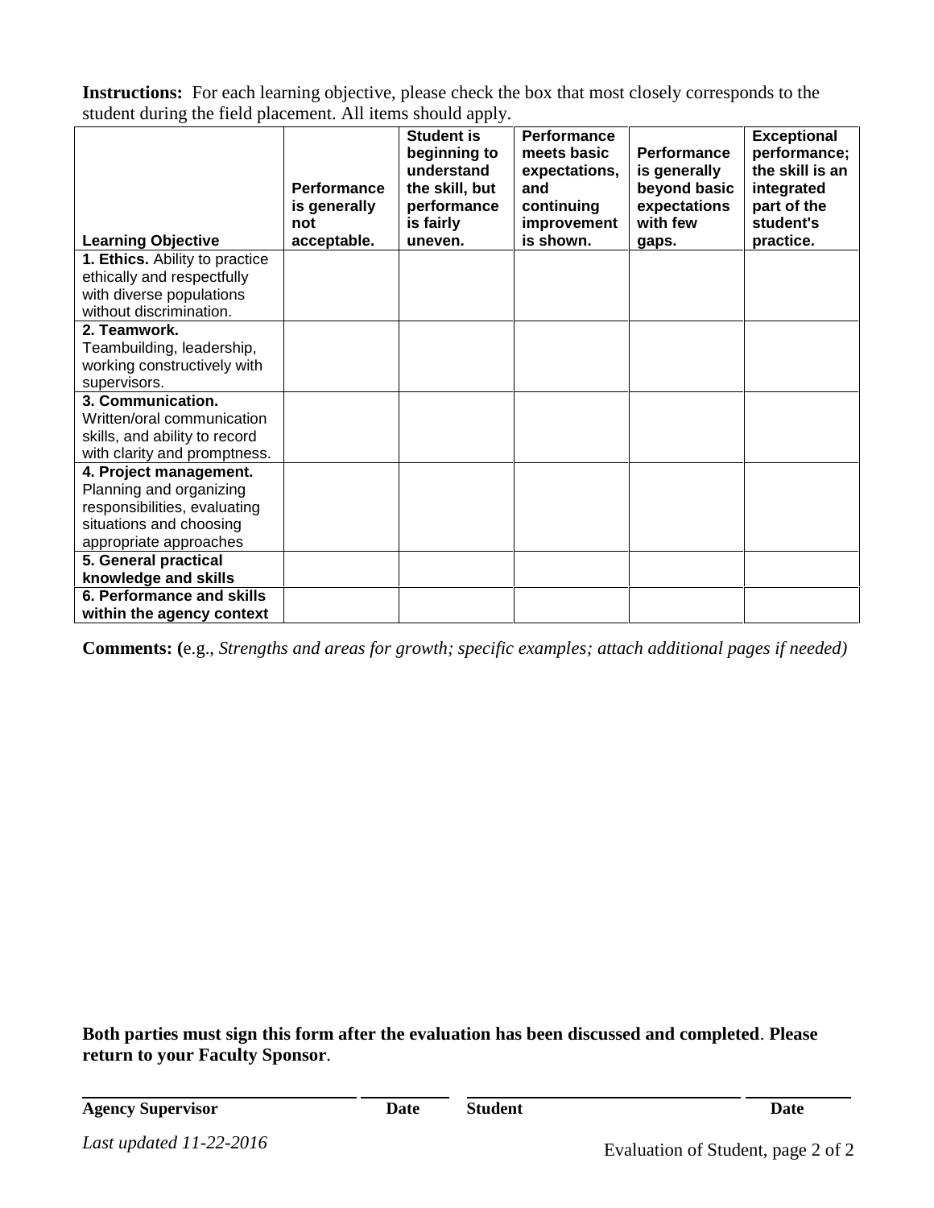**Instructions:** For each learning objective, please check the box that most closely corresponds to the student during the field placement. All items should apply.

| Learning Objective | Performance is generally not acceptable. | Student is beginning to understand the skill, but performance is fairly uneven. | Performance meets basic expectations, and continuing improvement is shown. | Performance is generally beyond basic expectations with few gaps. | Exceptional performance; the skill is an integrated part of the student's practice. |
|---|---|---|---|---|---|
| **1. Ethics.** Ability to practice ethically and respectfully with diverse populations without discrimination. | | | | | |
| **2. Teamwork.** Teambuilding, leadership, working constructively with supervisors. | | | | | |
| **3. Communication.** Written/oral communication skills, and ability to record with clarity and promptness. | | | | | |
| **4. Project management.** Planning and organizing responsibilities, evaluating situations and choosing appropriate approaches | | | | | |
| **5. General practical knowledge and skills** | | | | | |
| **6. Performance and skills within the agency context** | | | | | |

**Comments: (**e.g., *Strengths and areas for growth; specific examples; attach additional pages if needed)*

**Both parties must sign this form after the evaluation has been discussed and completed**. **Please return to your Faculty Sponsor**.

| **Agency Supervisor** | **Date** | **Student** | **Date** |
|---|---|---|---|

*Last updated 11-22-2016*

Evaluation of Student, page 2 of 2